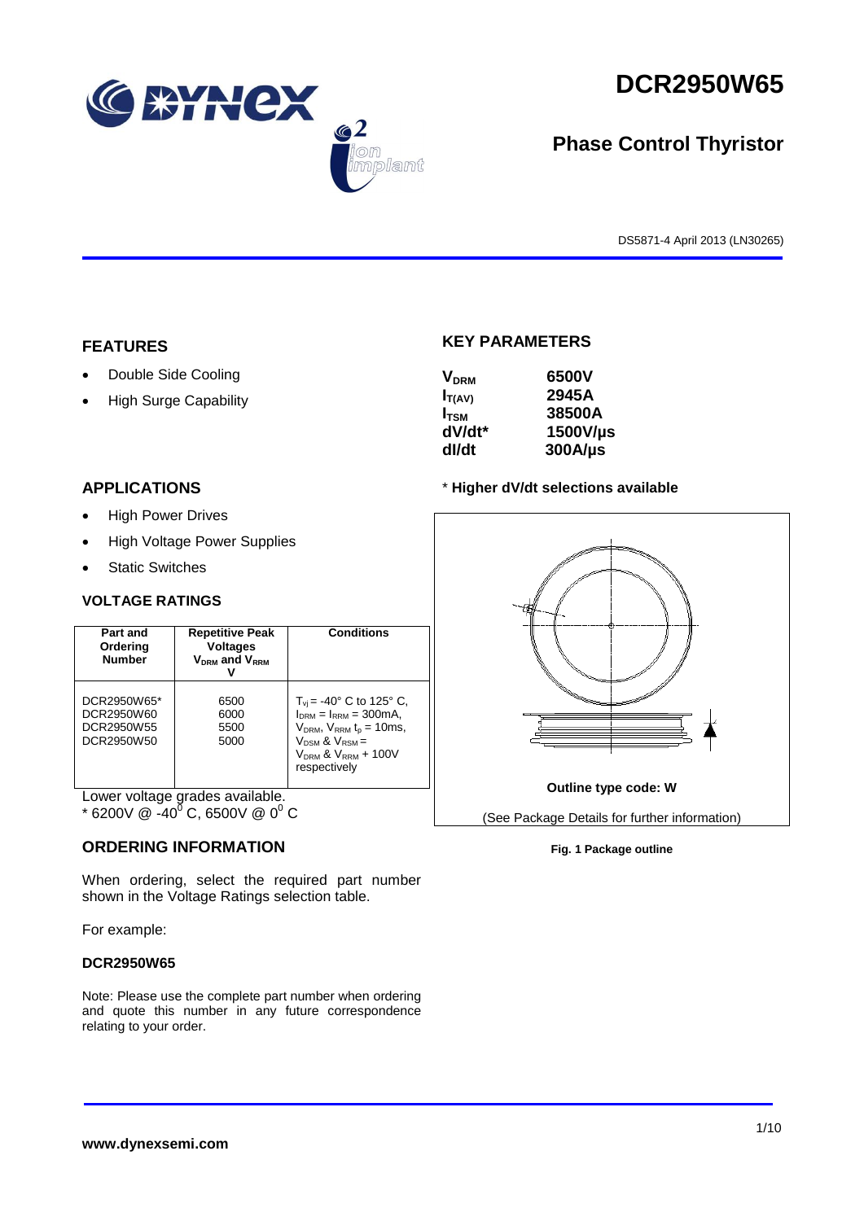# DCR2950W65

## Phase Control Thyristor

DS5871-4 April 2013 (LN30265)

## FEATURES

- Double Side Cooling
- High Surge Capability

## KEY PARAMETERS

| | |
|---|---|
| $V_{DRM}$ | 6500V |
| $I_{T(AV)}$ | 2945A |
| $I_{TSM}$ | 38500A |
| dV/dt* | 1500V/µs |
| dI/dt | 300A/µs |

\* **Higher dV/dt selections available**

## APPLICATIONS

- High Power Drives
- High Voltage Power Supplies
- Static Switches

## VOLTAGE RATINGS

| Part and Ordering Number | Repetitive Peak Voltages $V_{DRM}$ and $V_{RRM}$ V | Conditions |
|---|---|---|
| DCR2950W65* <br> DCR2950W60 <br> DCR2950W55 <br> DCR2950W50 | 6500 <br> 6000 <br> 5500 <br> 5000 | $T_{vj}$ = -40° C to 125° C, $I_{DRM}$ = $I_{RRM}$ = 300mA, $V_{DRM}$, $V_{RRM}$ $t_p$ = 10ms, $V_{DSM}$ & $V_{RSM}$ = $V_{DRM}$ & $V_{RRM}$ + 100V respectively |

Lower voltage grades available.
\* 6200V @ -40° C, 6500V @ 0° C

Outline type code: W

(See Package Details for further information)

**Fig. 1 Package outline**

## ORDERING INFORMATION

When ordering, select the required part number shown in the Voltage Ratings selection table.

For example:

**DCR2950W65**

Note: Please use the complete part number when ordering and quote this number in any future correspondence relating to your order.

www.dynexsemi.com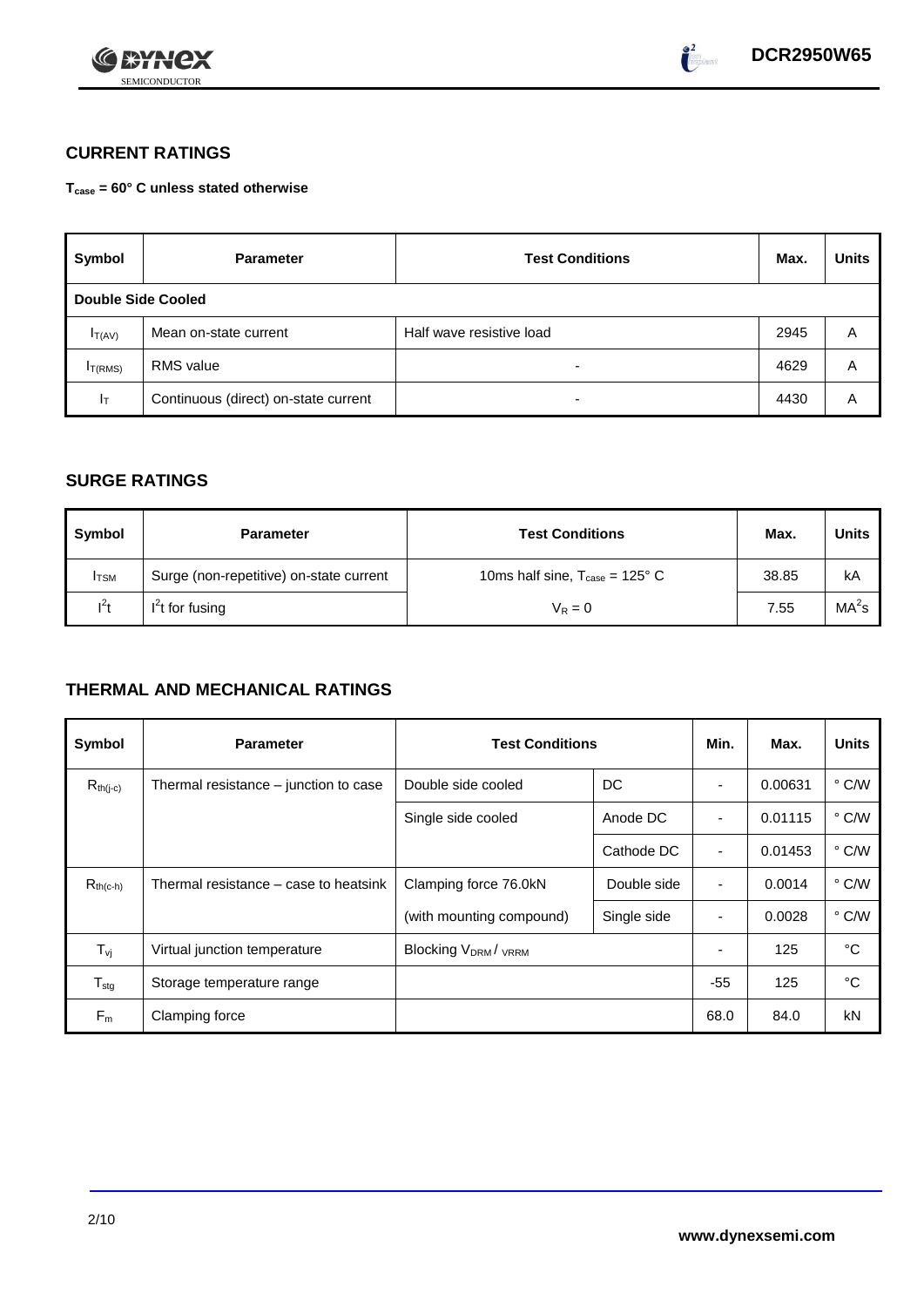## CURRENT RATINGS

**$T_{case}$ = 60° C unless stated otherwise**

| Symbol | Parameter | Test Conditions | Max. | Units |
|---|---|---|---|---|
| **Double Side Cooled** | | | | |
| $I_{T(AV)}$ | Mean on-state current | Half wave resistive load | 2945 | A |
| $I_{T(RMS)}$ | RMS value | - | 4629 | A |
| $I_T$ | Continuous (direct) on-state current | - | 4430 | A |

## SURGE RATINGS

| Symbol | Parameter | Test Conditions | Max. | Units |
|---|---|---|---|---|
| $I_{TSM}$ | Surge (non-repetitive) on-state current | 10ms half sine, $T_{case}$ = 125° C | 38.85 | kA |
| $I^2t$ | $I^2t$ for fusing | $V_R = 0$ | 7.55 | $MA^2s$ |

## THERMAL AND MECHANICAL RATINGS

| Symbol | Parameter | Test Conditions | | Min. | Max. | Units |
|---|---|---|---|---|---|---|
| $R_{th(j-c)}$ | Thermal resistance – junction to case | Double side cooled | DC | - | 0.00631 | ° C/W |
| | | Single side cooled | Anode DC | - | 0.01115 | ° C/W |
| | | | Cathode DC | - | 0.01453 | ° C/W |
| $R_{th(c-h)}$ | Thermal resistance – case to heatsink | Clamping force 76.0kN | Double side | - | 0.0014 | ° C/W |
| | | (with mounting compound) | Single side | - | 0.0028 | ° C/W |
| $T_{vj}$ | Virtual junction temperature | Blocking $V_{DRM}$ / $V_{RRM}$ | | - | 125 | °C |
| $T_{stg}$ | Storage temperature range | | | -55 | 125 | °C |
| $F_m$ | Clamping force | | | 68.0 | 84.0 | kN |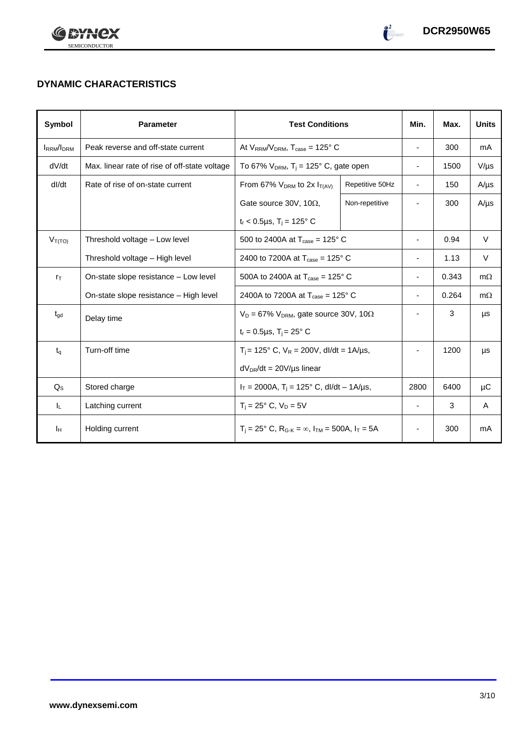## DYNAMIC CHARACTERISTICS

| Symbol | Parameter | Test Conditions | | Min. | Max. | Units |
|---|---|---|---|---|---|---|
| $I_{RRM}/I_{DRM}$ | Peak reverse and off-state current | At $V_{RRM}/V_{DRM}$, $T_{case}$ = 125° C | | - | 300 | mA |
| dV/dt | Max. linear rate of rise of off-state voltage | To 67% $V_{DRM}$, $T_j$ = 125° C, gate open | | - | 1500 | V/µs |
| dI/dt | Rate of rise of on-state current | From 67% $V_{DRM}$ to 2x $I_{T(AV)}$ | Repetitive 50Hz | - | 150 | A/µs |
| | | Gate source 30V, 10Ω, | Non-repetitive | - | 300 | A/µs |
| | | $t_r$ < 0.5µs, $T_j$ = 125° C | | | | |
| $V_{T(TO)}$ | Threshold voltage – Low level | 500 to 2400A at $T_{case}$ = 125° C | | - | 0.94 | V |
| | Threshold voltage – High level | 2400 to 7200A at $T_{case}$ = 125° C | | - | 1.13 | V |
| $r_T$ | On-state slope resistance – Low level | 500A to 2400A at $T_{case}$ = 125° C | | - | 0.343 | mΩ |
| | On-state slope resistance – High level | 2400A to 7200A at $T_{case}$ = 125° C | | - | 0.264 | mΩ |
| $t_{gd}$ | Delay time | $V_D$ = 67% $V_{DRM}$, gate source 30V, 10Ω | | - | 3 | µs |
| | | $t_r$ = 0.5µs, $T_j$ = 25° C | | | | |
| $t_q$ | Turn-off time | $T_j$ = 125° C, $V_R$ = 200V, dI/dt = 1A/µs, | | - | 1200 | µs |
| | | $dV_{DR}/dt$ = 20V/µs linear | | | | |
| $Q_S$ | Stored charge | $I_T$ = 2000A, $T_j$ = 125° C, dI/dt – 1A/µs, | | 2800 | 6400 | µC |
| $I_L$ | Latching current | $T_j$ = 25° C, $V_D$ = 5V | | - | 3 | A |
| $I_H$ | Holding current | $T_j$ = 25° C, $R_{G-K}$ = ∞, $I_{TM}$ = 500A, $I_T$ = 5A | | - | 300 | mA |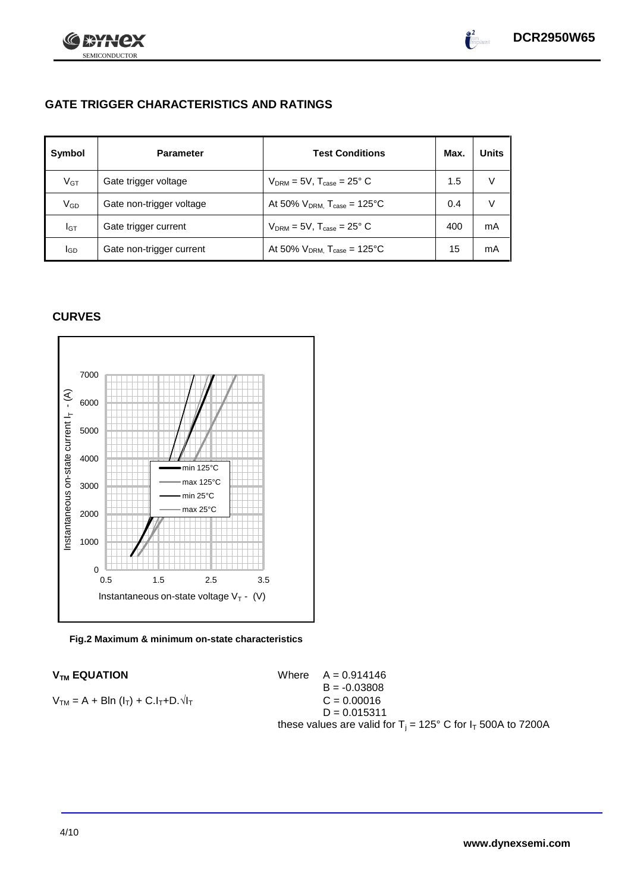## GATE TRIGGER CHARACTERISTICS AND RATINGS

| Symbol | Parameter | Test Conditions | Max. | Units |
|---|---|---|---|---|
| $V_{GT}$ | Gate trigger voltage | $V_{DRM}$ = 5V, $T_{case}$ = 25° C | 1.5 | V |
| $V_{GD}$ | Gate non-trigger voltage | At 50% $V_{DRM}$, $T_{case}$ = 125°C | 0.4 | V |
| $I_{GT}$ | Gate trigger current | $V_{DRM}$ = 5V, $T_{case}$ = 25° C | 400 | mA |
| $I_{GD}$ | Gate non-trigger current | At 50% $V_{DRM}$, $T_{case}$ = 125°C | 15 | mA |

## CURVES

Fig.2 Maximum & minimum on-state characteristics

### $V_{TM}$ EQUATION

$$V_{TM} = A + B\ln(I_T) + C.I_T + D.\sqrt{I_T}$$

Where
$A = 0.914146$
$B = -0.03808$
$C = 0.00016$
$D = 0.015311$

these values are valid for $T_j$ = 125° C for $I_T$ 500A to 7200A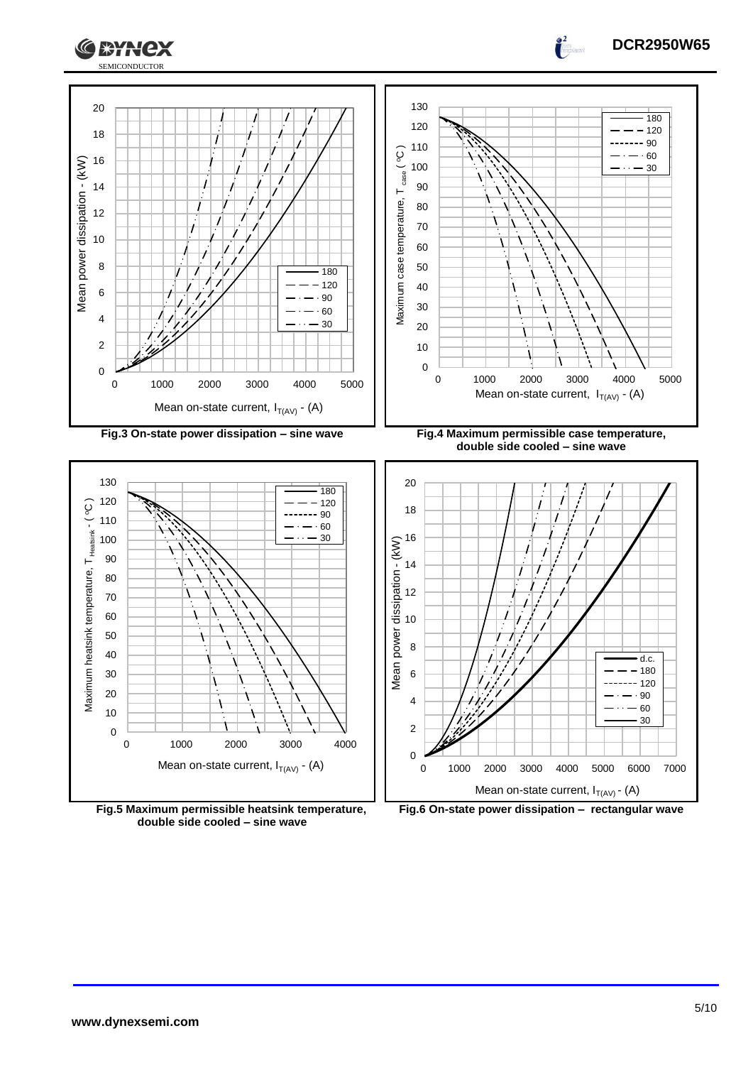Fig.3 On-state power dissipation – sine wave

Fig.4 Maximum permissible case temperature, double side cooled – sine wave

Fig.5 Maximum permissible heatsink temperature, double side cooled – sine wave

Fig.6 On-state power dissipation – rectangular wave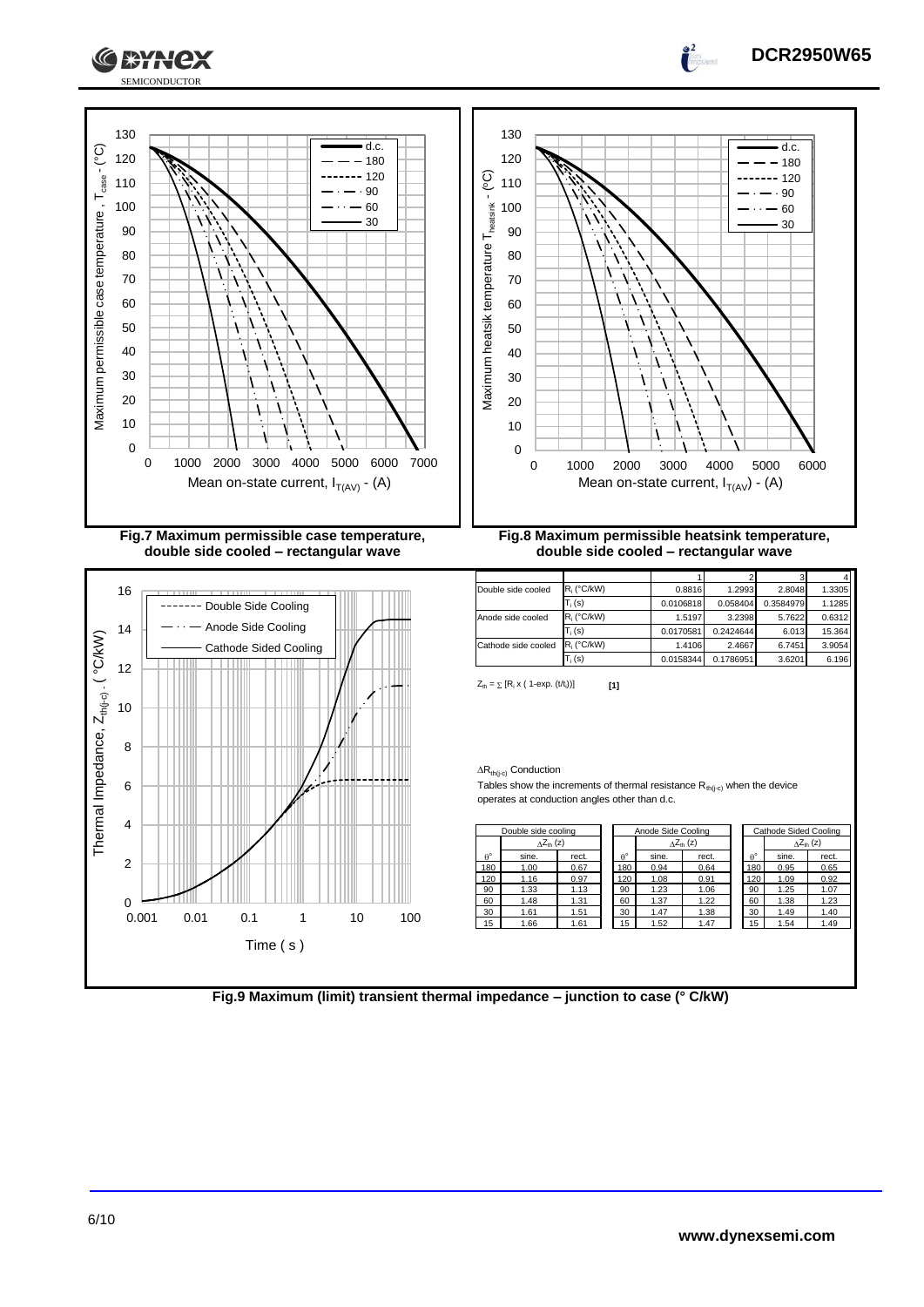Fig.7 Maximum permissible case temperature, double side cooled – rectangular wave

Fig.8 Maximum permissible heatsink temperature, double side cooled – rectangular wave

| | | 1 | 2 | 3 | 4 |
|---|---|---|---|---|---|
| Double side cooled | $R_i$ (°C/kW) | 0.8816 | 1.2993 | 2.8048 | 1.3305 |
| | $T_i$ (s) | 0.0106818 | 0.058404 | 0.3584979 | 1.1285 |
| Anode side cooled | $R_i$ (°C/kW) | 1.5197 | 3.2398 | 5.7622 | 0.6312 |
| | $T_i$ (s) | 0.0170581 | 0.2424644 | 6.013 | 15.364 |
| Cathode side cooled | $R_i$ (°C/kW) | 1.4106 | 2.4667 | 6.7451 | 3.9054 |
| | $T_i$ (s) | 0.0158344 | 0.1786951 | 3.6201 | 6.196 |

$Z_{th} = \sum [R_i \times (1\text{-exp.}(t/t_i))]$ **[1]**

$\Delta R_{th(j\text{-}c)}$ Conduction

Tables show the increments of thermal resistance $R_{th(j\text{-}c)}$ when the device operates at conduction angles other than d.c.

| Double side cooling | | |
|---|---|---|
| | $\Delta Z_{th}$ (z) | |
| θ° | sine. | rect. |
| 180 | 1.00 | 0.67 |
| 120 | 1.16 | 0.97 |
| 90 | 1.33 | 1.13 |
| 60 | 1.48 | 1.31 |
| 30 | 1.61 | 1.51 |
| 15 | 1.66 | 1.61 |

| Anode Side Cooling | | |
|---|---|---|
| | $\Delta Z_{th}$ (z) | |
| θ° | sine. | rect. |
| 180 | 0.94 | 0.64 |
| 120 | 1.08 | 0.91 |
| 90 | 1.23 | 1.06 |
| 60 | 1.37 | 1.22 |
| 30 | 1.47 | 1.38 |
| 15 | 1.52 | 1.47 |

| Cathode Sided Cooling | | |
|---|---|---|
| | $\Delta Z_{th}$ (z) | |
| θ° | sine. | rect. |
| 180 | 0.95 | 0.65 |
| 120 | 1.09 | 0.92 |
| 90 | 1.25 | 1.07 |
| 60 | 1.38 | 1.23 |
| 30 | 1.49 | 1.40 |
| 15 | 1.54 | 1.49 |

Fig.9 Maximum (limit) transient thermal impedance – junction to case (° C/kW)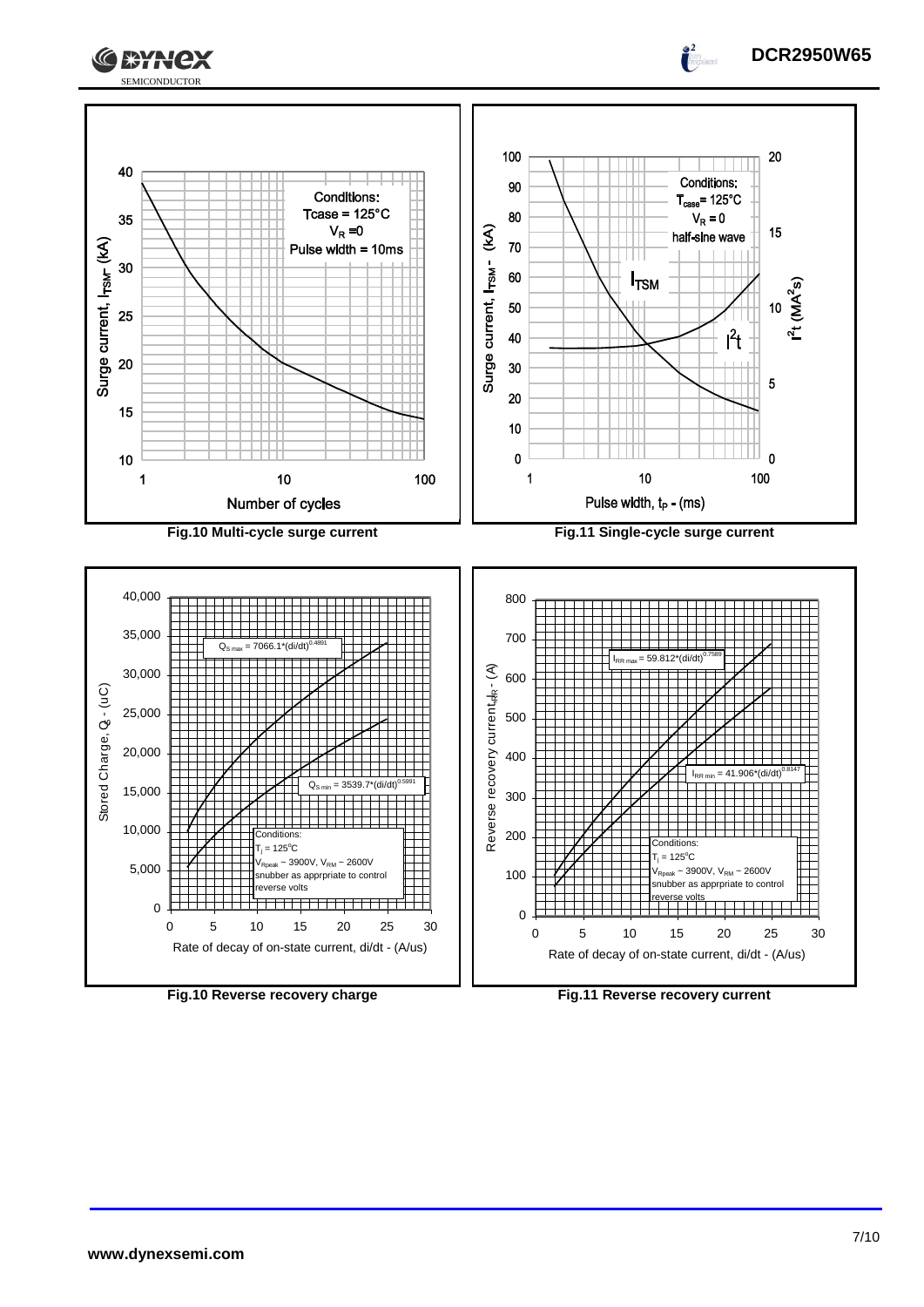Fig.10 Multi-cycle surge current

Conditions:
Tcase = 125°C
$V_R$ = 0
Pulse width = 10ms

Fig.11 Single-cycle surge current

Conditions:
$T_{case}$ = 125°C
$V_R$ = 0
half-sine wave

Fig.10 Reverse recovery charge

$Q_{S\,max} = 7066.1*(di/dt)^{0.4891}$

$Q_{S\,min} = 3539.7*(di/dt)^{0.5991}$

Conditions:
$T_j$ = 125°C
$V_{Rpeak}$ ~ 3900V, $V_{RM}$ ~ 2600V
snubber as apprpriate to control reverse volts

Fig.11 Reverse recovery current

$I_{RR\,max} = 59.812*(di/dt)^{0.7589}$

$I_{RR\,min} = 41.906*(di/dt)^{0.8147}$

Conditions:
$T_j$ = 125°C
$V_{Rpeak}$ ~ 3900V, $V_{RM}$ ~ 2600V
snubber as apprpriate to control reverse volts

www.dynexsemi.com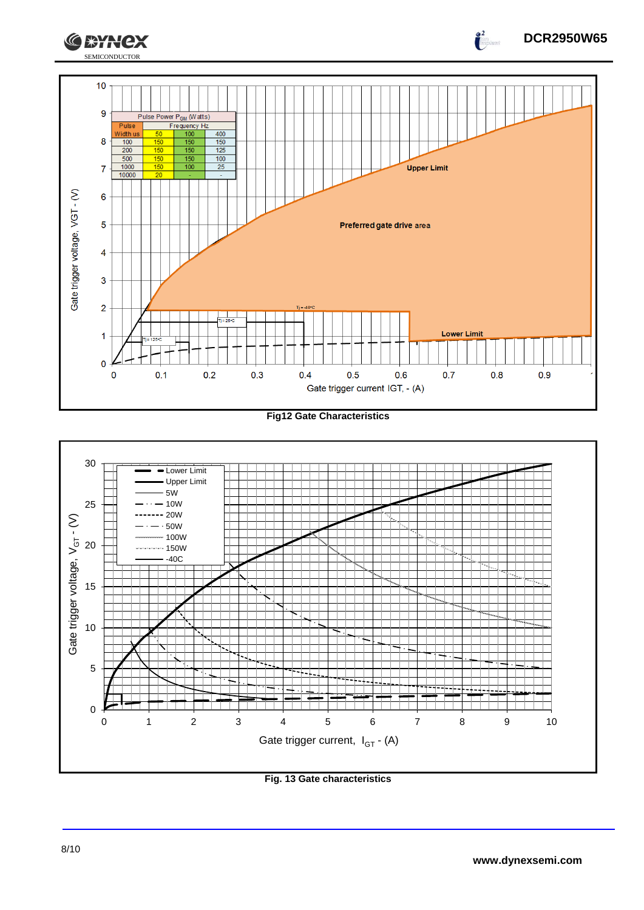| Pulse Width us | Frequency Hz 50 | 100 | 400 |
|---|---|---|---|
| 100 | 150 | 150 | 150 |
| 200 | 150 | 150 | 125 |
| 500 | 150 | 150 | 100 |
| 1000 | 150 | 100 | 25 |
| 10000 | 20 | - | - |

Pulse Power $P_{GM}$ (Watts)

Upper Limit

Preferred gate drive area

Lower Limit

Tj = -40°C

Tj = 25°C

Tj = 125°C

Gate trigger voltage, VGT - (V)

Gate trigger current IGT, - (A)

**Fig12 Gate Characteristics**

Lower Limit
Upper Limit
5W
10W
20W
50W
100W
150W
-40C

Gate trigger voltage, $V_{GT}$ - (V)

Gate trigger current, $I_{GT}$ - (A)

**Fig. 13 Gate characteristics**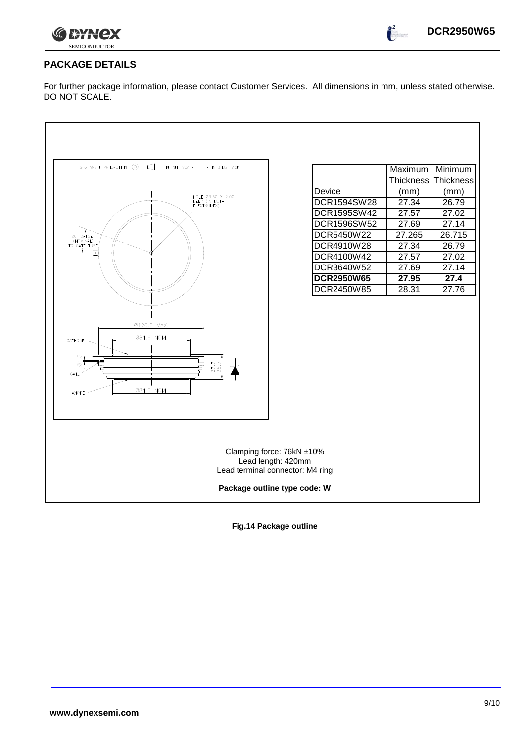## PACKAGE DETAILS

For further package information, please contact Customer Services. All dimensions in mm, unless stated otherwise. DO NOT SCALE.

| Device | Maximum Thickness (mm) | Minimum Thickness (mm) |
|---|---|---|
| DCR1594SW28 | 27.34 | 26.79 |
| DCR1595SW42 | 27.57 | 27.02 |
| DCR1596SW52 | 27.69 | 27.14 |
| DCR5450W22 | 27.265 | 26.715 |
| DCR4910W28 | 27.34 | 26.79 |
| DCR4100W42 | 27.57 | 27.02 |
| DCR3640W52 | 27.69 | 27.14 |
| **DCR2950W65** | **27.95** | **27.4** |
| DCR2450W85 | 28.31 | 27.76 |

Clamping force: 76kN ±10%
Lead length: 420mm
Lead terminal connector: M4 ring

**Package outline type code: W**

**Fig.14 Package outline**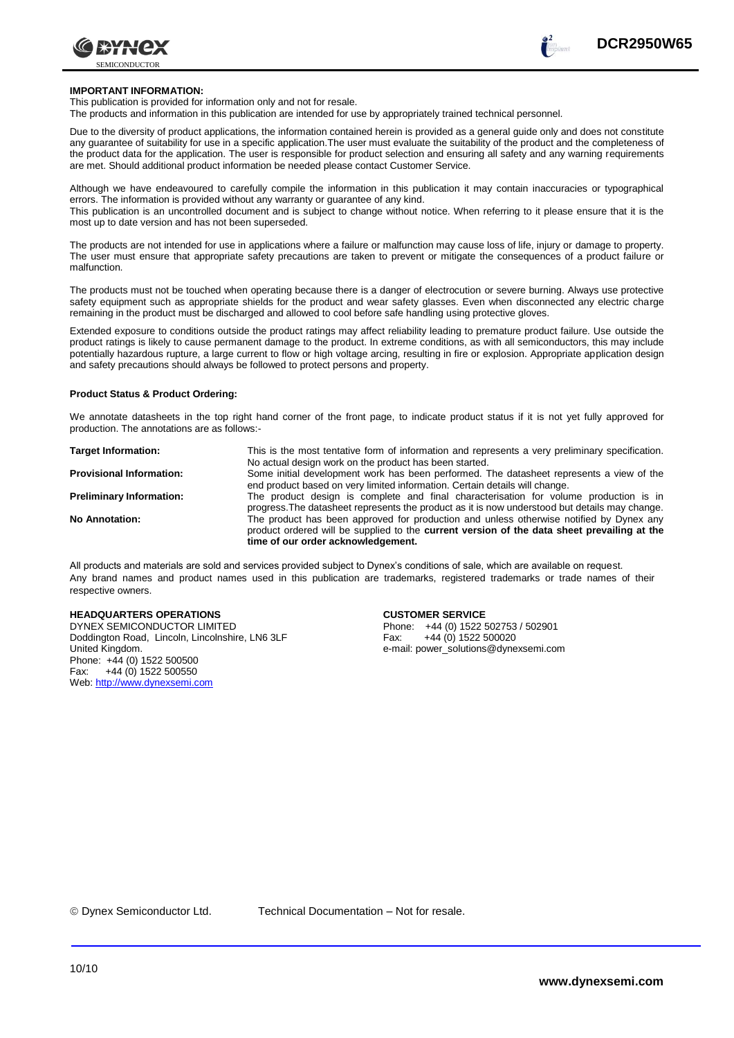**IMPORTANT INFORMATION:**

This publication is provided for information only and not for resale.

The products and information in this publication are intended for use by appropriately trained technical personnel.

Due to the diversity of product applications, the information contained herein is provided as a general guide only and does not constitute any guarantee of suitability for use in a specific application.The user must evaluate the suitability of the product and the completeness of the product data for the application. The user is responsible for product selection and ensuring all safety and any warning requirements are met. Should additional product information be needed please contact Customer Service.

Although we have endeavoured to carefully compile the information in this publication it may contain inaccuracies or typographical errors. The information is provided without any warranty or guarantee of any kind.

This publication is an uncontrolled document and is subject to change without notice. When referring to it please ensure that it is the most up to date version and has not been superseded.

The products are not intended for use in applications where a failure or malfunction may cause loss of life, injury or damage to property. The user must ensure that appropriate safety precautions are taken to prevent or mitigate the consequences of a product failure or malfunction.

The products must not be touched when operating because there is a danger of electrocution or severe burning. Always use protective safety equipment such as appropriate shields for the product and wear safety glasses. Even when disconnected any electric charge remaining in the product must be discharged and allowed to cool before safe handling using protective gloves.

Extended exposure to conditions outside the product ratings may affect reliability leading to premature product failure. Use outside the product ratings is likely to cause permanent damage to the product. In extreme conditions, as with all semiconductors, this may include potentially hazardous rupture, a large current to flow or high voltage arcing, resulting in fire or explosion. Appropriate application design and safety precautions should always be followed to protect persons and property.

**Product Status & Product Ordering:**

We annotate datasheets in the top right hand corner of the front page, to indicate product status if it is not yet fully approved for production. The annotations are as follows:-

| | |
|---|---|
| **Target Information:** | This is the most tentative form of information and represents a very preliminary specification. No actual design work on the product has been started. |
| **Provisional Information:** | Some initial development work has been performed. The datasheet represents a view of the end product based on very limited information. Certain details will change. |
| **Preliminary Information:** | The product design is complete and final characterisation for volume production is in progress.The datasheet represents the product as it is now understood but details may change. |
| **No Annotation:** | The product has been approved for production and unless otherwise notified by Dynex any product ordered will be supplied to the **current version of the data sheet prevailing at the time of our order acknowledgement.** |

All products and materials are sold and services provided subject to Dynex's conditions of sale, which are available on request.

Any brand names and product names used in this publication are trademarks, registered trademarks or trade names of their respective owners.

**HEADQUARTERS OPERATIONS**

DYNEX SEMICONDUCTOR LIMITED
Doddington Road, Lincoln, Lincolnshire, LN6 3LF
United Kingdom.
Phone: +44 (0) 1522 500500
Fax: +44 (0) 1522 500550
Web: http://www.dynexsemi.com

**CUSTOMER SERVICE**

Phone: +44 (0) 1522 502753 / 502901
Fax: +44 (0) 1522 500020
e-mail: power_solutions@dynexsemi.com

© Dynex Semiconductor Ltd. Technical Documentation – Not for resale.